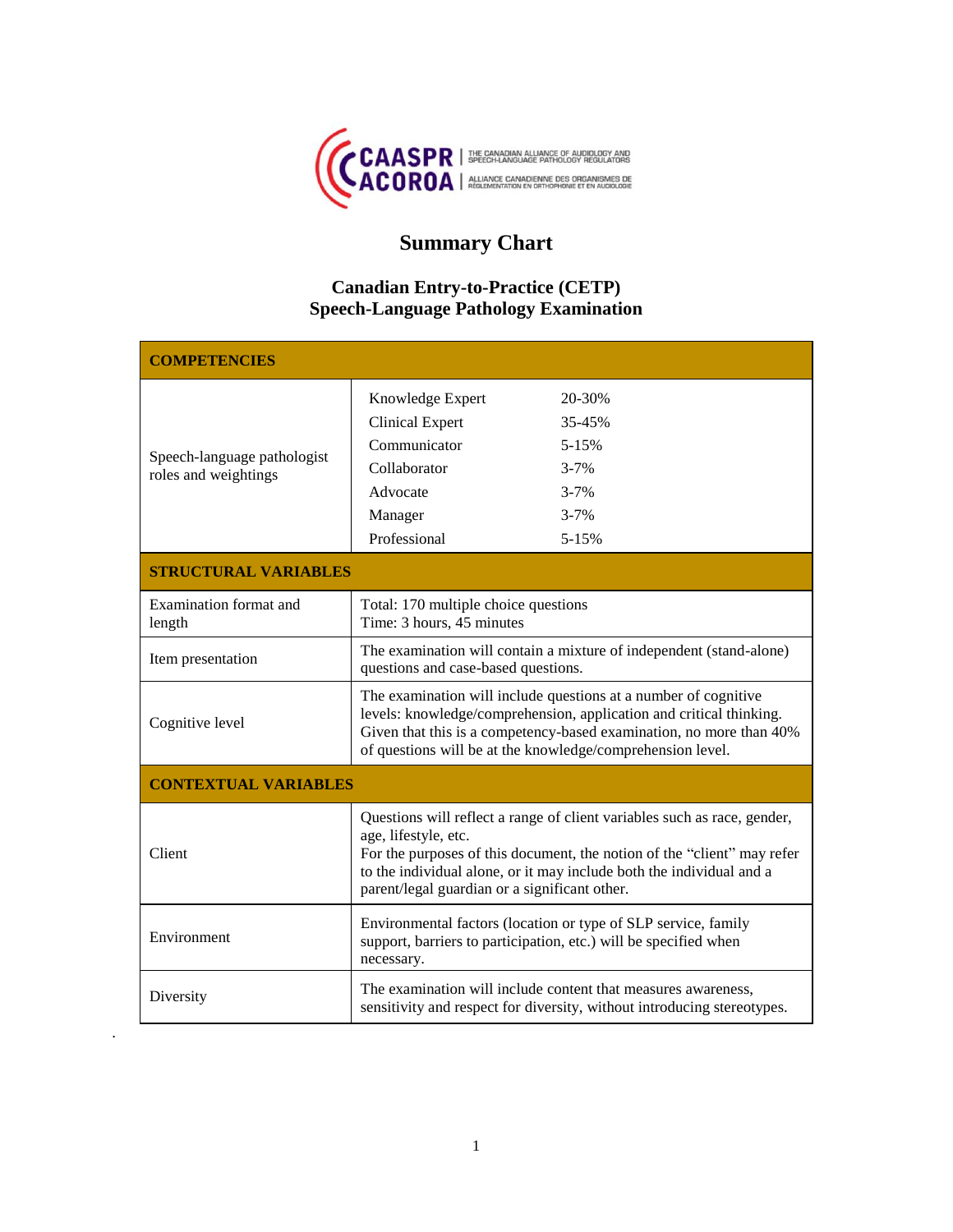# Summary Chart

## Canadian Entry-to-Practice (CETP) Speech-Language Pathology Examination

| **COMPETENCIES** | |
|---|---|
| Speech-language pathologist roles and weightings | Knowledge Expert 20-30%<br>Clinical Expert 35-45%<br>Communicator 5-15%<br>Collaborator 3-7%<br>Advocate 3-7%<br>Manager 3-7%<br>Professional 5-15% |
| **STRUCTURAL VARIABLES** | |
| Examination format and length | Total: 170 multiple choice questions<br>Time: 3 hours, 45 minutes |
| Item presentation | The examination will contain a mixture of independent (stand-alone) questions and case-based questions. |
| Cognitive level | The examination will include questions at a number of cognitive levels: knowledge/comprehension, application and critical thinking. Given that this is a competency-based examination, no more than 40% of questions will be at the knowledge/comprehension level. |
| **CONTEXTUAL VARIABLES** | |
| Client | Questions will reflect a range of client variables such as race, gender, age, lifestyle, etc.<br>For the purposes of this document, the notion of the "client" may refer to the individual alone, or it may include both the individual and a parent/legal guardian or a significant other. |
| Environment | Environmental factors (location or type of SLP service, family support, barriers to participation, etc.) will be specified when necessary. |
| Diversity | The examination will include content that measures awareness, sensitivity and respect for diversity, without introducing stereotypes. |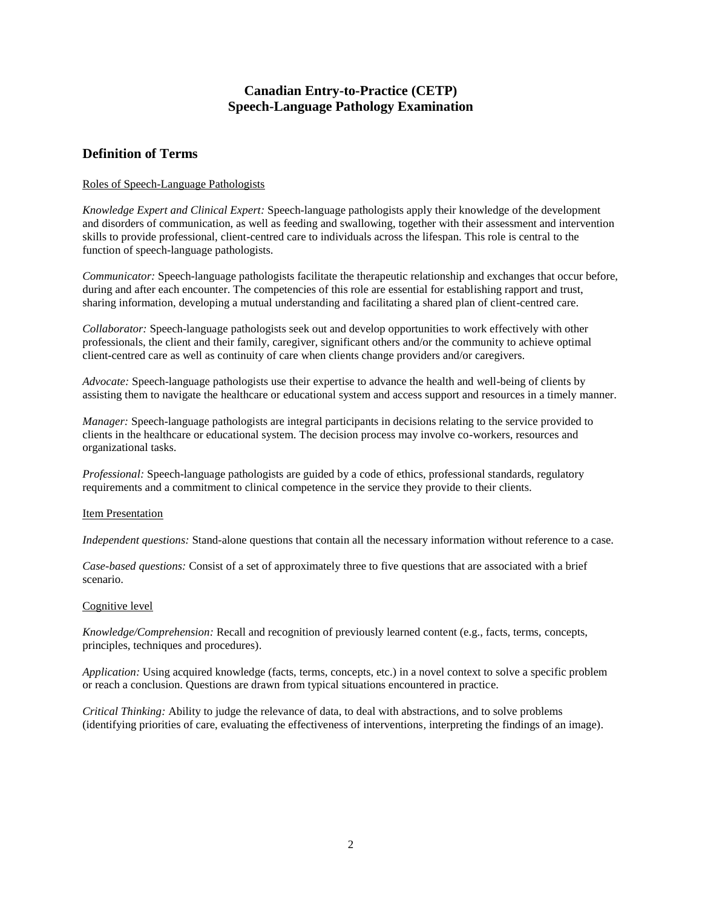# Canadian Entry-to-Practice (CETP)
# Speech-Language Pathology Examination

## Definition of Terms

Roles of Speech-Language Pathologists

*Knowledge Expert and Clinical Expert:* Speech-language pathologists apply their knowledge of the development and disorders of communication, as well as feeding and swallowing, together with their assessment and intervention skills to provide professional, client-centred care to individuals across the lifespan. This role is central to the function of speech-language pathologists.

*Communicator:* Speech-language pathologists facilitate the therapeutic relationship and exchanges that occur before, during and after each encounter. The competencies of this role are essential for establishing rapport and trust, sharing information, developing a mutual understanding and facilitating a shared plan of client-centred care.

*Collaborator:* Speech-language pathologists seek out and develop opportunities to work effectively with other professionals, the client and their family, caregiver, significant others and/or the community to achieve optimal client-centred care as well as continuity of care when clients change providers and/or caregivers.

*Advocate:* Speech-language pathologists use their expertise to advance the health and well-being of clients by assisting them to navigate the healthcare or educational system and access support and resources in a timely manner.

*Manager:* Speech-language pathologists are integral participants in decisions relating to the service provided to clients in the healthcare or educational system. The decision process may involve co-workers, resources and organizational tasks.

*Professional:* Speech-language pathologists are guided by a code of ethics, professional standards, regulatory requirements and a commitment to clinical competence in the service they provide to their clients.

Item Presentation

*Independent questions:* Stand-alone questions that contain all the necessary information without reference to a case.

*Case-based questions:* Consist of a set of approximately three to five questions that are associated with a brief scenario.

Cognitive level

*Knowledge/Comprehension:* Recall and recognition of previously learned content (e.g., facts, terms, concepts, principles, techniques and procedures).

*Application:* Using acquired knowledge (facts, terms, concepts, etc.) in a novel context to solve a specific problem or reach a conclusion. Questions are drawn from typical situations encountered in practice.

*Critical Thinking:* Ability to judge the relevance of data, to deal with abstractions, and to solve problems (identifying priorities of care, evaluating the effectiveness of interventions, interpreting the findings of an image).